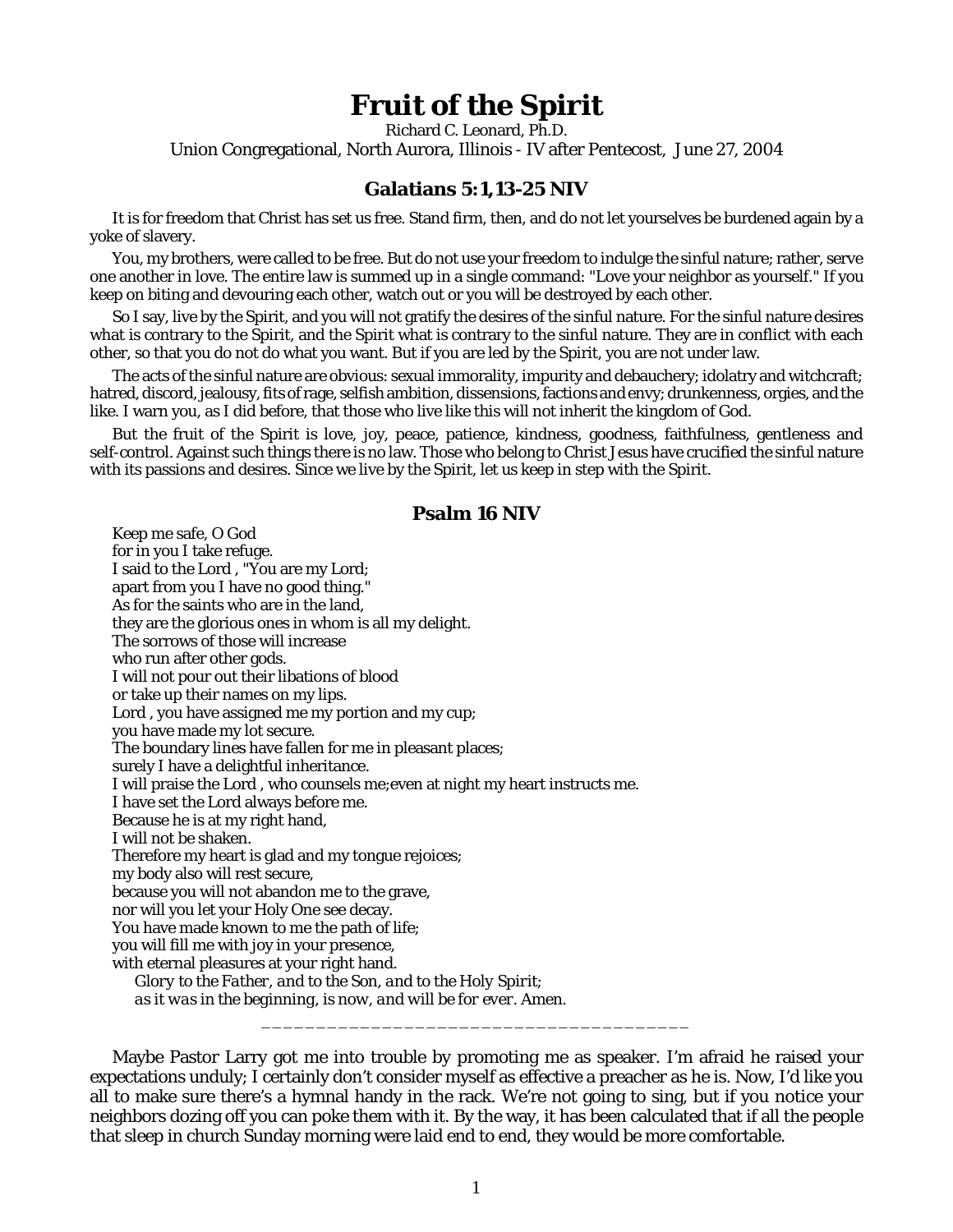# Fruit of the Spirit

Richard C. Leonard, Ph.D.

Union Congregational, North Aurora, Illinois - IV after Pentecost, June 27, 2004

### Galatians 5:1,13-25 NIV

It is for freedom that Christ has set us free. Stand firm, then, and do not let yourselves be burdened again by a yoke of slavery.

You, my brothers, were called to be free. But do not use your freedom to indulge the sinful nature; rather, serve one another in love. The entire law is summed up in a single command: "Love your neighbor as yourself." If you keep on biting and devouring each other, watch out or you will be destroyed by each other.

So I say, live by the Spirit, and you will not gratify the desires of the sinful nature. For the sinful nature desires what is contrary to the Spirit, and the Spirit what is contrary to the sinful nature. They are in conflict with each other, so that you do not do what you want. But if you are led by the Spirit, you are not under law.

The acts of the sinful nature are obvious: sexual immorality, impurity and debauchery; idolatry and witchcraft; hatred, discord, jealousy, fits of rage, selfish ambition, dissensions, factions and envy; drunkenness, orgies, and the like. I warn you, as I did before, that those who live like this will not inherit the kingdom of God.

But the fruit of the Spirit is love, joy, peace, patience, kindness, goodness, faithfulness, gentleness and self-control. Against such things there is no law. Those who belong to Christ Jesus have crucified the sinful nature with its passions and desires. Since we live by the Spirit, let us keep in step with the Spirit.

### Psalm 16 NIV

Keep me safe, O God
for in you I take refuge.
I said to the Lord , "You are my Lord;
apart from you I have no good thing."
As for the saints who are in the land,
they are the glorious ones in whom is all my delight.
The sorrows of those will increase
who run after other gods.
I will not pour out their libations of blood
or take up their names on my lips.
Lord , you have assigned me my portion and my cup;
you have made my lot secure.
The boundary lines have fallen for me in pleasant places;
surely I have a delightful inheritance.
I will praise the Lord , who counsels me;even at night my heart instructs me.
I have set the Lord always before me.
Because he is at my right hand,
I will not be shaken.
Therefore my heart is glad and my tongue rejoices;
my body also will rest secure,
because you will not abandon me to the grave,
nor will you let your Holy One see decay.
You have made known to me the path of life;
you will fill me with joy in your presence,
with eternal pleasures at your right hand.
*Glory to the Father, and to the Son, and to the Holy Spirit;*
*as it was in the beginning, is now, and will be for ever. Amen.*

---

Maybe Pastor Larry got me into trouble by promoting me as speaker. I'm afraid he raised your expectations unduly; I certainly don't consider myself as effective a preacher as he is. Now, I'd like you all to make sure there's a hymnal handy in the rack. We're not going to sing, but if you notice your neighbors dozing off you can poke them with it. By the way, it has been calculated that if all the people that sleep in church Sunday morning were laid end to end, they would be more comfortable.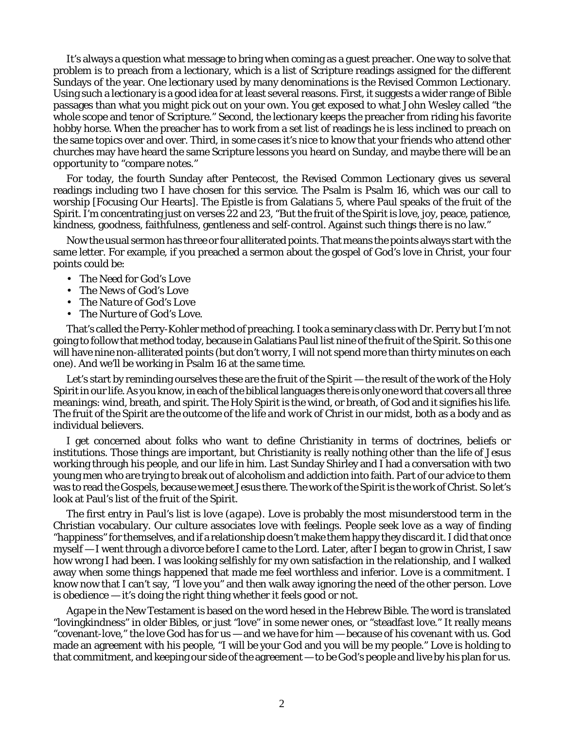It's always a question what message to bring when coming as a guest preacher. One way to solve that problem is to preach from a lectionary, which is a list of Scripture readings assigned for the different Sundays of the year. One lectionary used by many denominations is the Revised Common Lectionary. Using such a lectionary is a good idea for at least several reasons. First, it suggests a wider range of Bible passages than what you might pick out on your own. You get exposed to what John Wesley called "the whole scope and tenor of Scripture." Second, the lectionary keeps the preacher from riding his favorite hobby horse. When the preacher has to work from a set list of readings he is less inclined to preach on the same topics over and over. Third, in some cases it's nice to know that your friends who attend other churches may have heard the same Scripture lessons you heard on Sunday, and maybe there will be an opportunity to "compare notes."

For today, the fourth Sunday after Pentecost, the Revised Common Lectionary gives us several readings including two I have chosen for this service. The Psalm is Psalm 16, which was our call to worship [Focusing Our Hearts]. The Epistle is from Galatians 5, where Paul speaks of the fruit of the Spirit. I'm concentrating just on verses 22 and 23, "But the fruit of the Spirit is love, joy, peace, patience, kindness, goodness, faithfulness, gentleness and self-control. Against such things there is no law."

Now the usual sermon has three or four alliterated points. That means the points always start with the same letter. For example, if you preached a sermon about the gospel of God's love in Christ, your four points could be:

- The *Need* for God's Love
- The *News* of God's Love
- The *Nature* of God's Love
- The *Nurture* of God's Love.

That's called the Perry-Kohler method of preaching. I took a seminary class with Dr. Perry but I'm not going to follow that method today, because in Galatians Paul list nine of the fruit of the Spirit. So this one will have nine non-alliterated points (but don't worry, I will not spend more than thirty minutes on each one). And we'll be working in Psalm 16 at the same time.

Let's start by reminding ourselves these are the fruit of the Spirit — the result of the work of the Holy Spirit in our life. As you know, in each of the biblical languages there is only one word that covers all three meanings: wind, breath, and spirit. The Holy Spirit is the wind, or breath, of God and it signifies his life. The fruit of the Spirit are the outcome of the *life and work of Christ* in our midst, both as a body and as individual believers.

I get concerned about folks who want to define Christianity in terms of doctrines, beliefs or institutions. Those things are important, but Christianity is really nothing other than the life of Jesus working through his people, and our life in him. Last Sunday Shirley and I had a conversation with two young men who are trying to break out of alcoholism and addiction into faith. Part of our advice to them was to read the Gospels, because we meet Jesus there. The work of the Spirit is the work of Christ. So let's look at Paul's list of the fruit of the Spirit.

The first entry in Paul's list is *love* (*agape*). Love is probably the most misunderstood term in the Christian vocabulary. Our culture associates love with feelings. People seek love as a way of finding "happiness" for themselves, and if a relationship doesn't make them happy they discard it. I did that once myself — I went through a divorce before I came to the Lord. Later, after I began to grow in Christ, I saw how wrong I had been. I was looking selfishly for my own satisfaction in the relationship, and I walked away when some things happened that made me feel worthless and inferior. Love is a commitment. I know now that I can't say, "I love you" and then walk away ignoring the need of the other person. Love is obedience — it's doing the right thing whether it feels good or not.

*Agape* in the New Testament is based on the word hesed in the Hebrew Bible. The word is translated "lovingkindness" in older Bibles, or just "love" in some newer ones, or "steadfast love." It really means "covenant-love," the love God has for us — and we have for him — because of his *covenant* with us. God made an agreement with his people, "I will be your God and you will be my people." Love is holding to that commitment, and keeping our side of the agreement — to be God's people and live by his plan for us.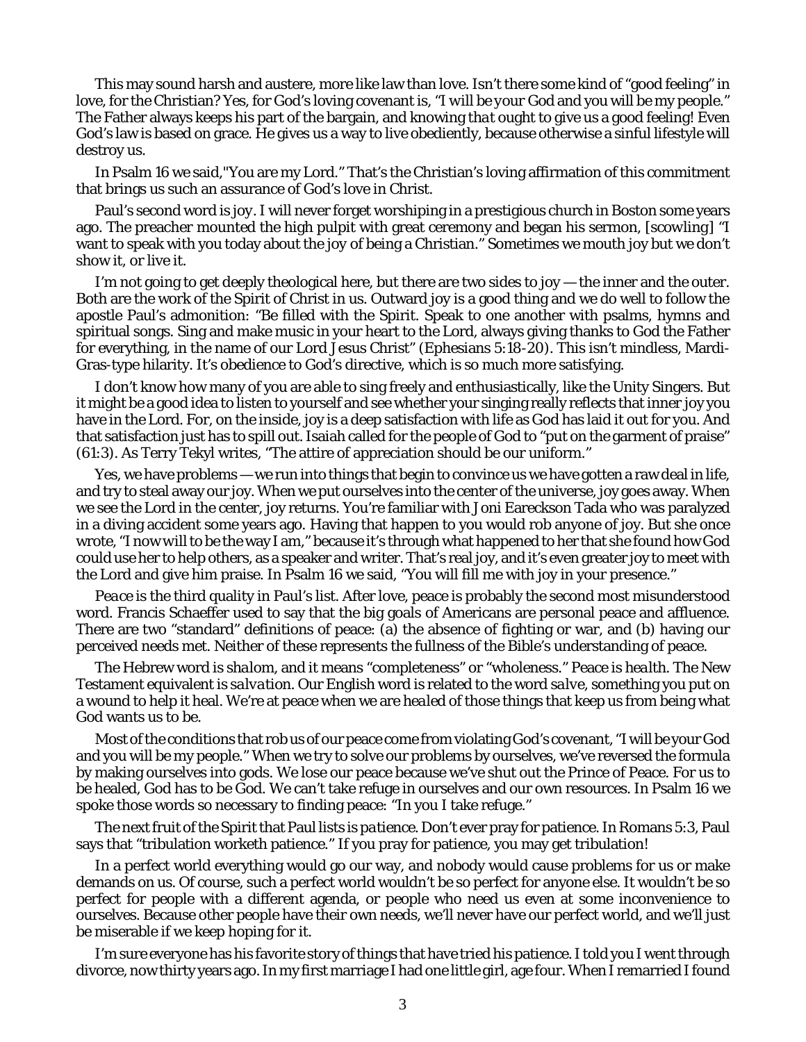This may sound harsh and austere, more like law than love. Isn't there some kind of "good feeling" in love, for the Christian? Yes, for God's loving covenant is, "I will be *your* God and you will be *my* people." The Father always keeps his part of the bargain, and knowing *that* ought to give us a good feeling! Even God's law is based on grace. He gives us a way to live obediently, because otherwise a sinful lifestyle will destroy us.

In Psalm 16 we said,"You are my Lord." That's the Christian's loving affirmation of this commitment that brings us such an assurance of God's love in Christ.

Paul's second word is *joy*. I will never forget worshiping in a prestigious church in Boston some years ago. The preacher mounted the high pulpit with great ceremony and began his sermon, [scowling] "I want to speak with you today about the joy of being a Christian." Sometimes we mouth joy but we don't show it, or live it.

I'm not going to get deeply theological here, but there are two sides to joy — the inner and the outer. Both are the work of the Spirit of Christ in us. Outward joy is a good thing and we do well to follow the apostle Paul's admonition: "Be filled with the Spirit. Speak to one another with psalms, hymns and spiritual songs. Sing and make music in your heart to the Lord, always giving thanks to God the Father for everything, in the name of our Lord Jesus Christ" (Ephesians 5:18-20). This isn't mindless, Mardi-Gras-type hilarity. It's obedience to God's directive, which is so much more satisfying.

I don't know how many of you are able to sing freely and enthusiastically, like the Unity Singers. But it might be a good idea to listen to yourself and see whether your singing really reflects that inner joy you have in the Lord. For, on the inside, joy is a deep satisfaction with life as God has laid it out for you. And that satisfaction just has to spill out. Isaiah called for the people of God to "put on the garment of praise" (61:3). As Terry Tekyl writes, "The attire of appreciation should be our uniform."

Yes, we have problems — we run into things that begin to convince us we have gotten a raw deal in life, and try to steal away our joy. When we put ourselves into the center of the universe, joy goes away. When we see the Lord in the center, joy returns. You're familiar with Joni Eareckson Tada who was paralyzed in a diving accident some years ago. Having that happen to you would rob anyone of joy. But she once wrote, "I now will to be the way I am," because it's through what happened to her that she found how God could use her to help others, as a speaker and writer. That's real joy, and it's even greater joy to meet with the Lord and give him praise. In Psalm 16 we said, "You will fill me with joy in your presence."

*Peace* is the third quality in Paul's list. After love, peace is probably the second most misunderstood word. Francis Schaeffer used to say that the big goals of Americans are personal peace and affluence. There are two "standard" definitions of peace: (a) the absence of fighting or war, and (b) having our perceived needs met. Neither of these represents the fullness of the Bible's understanding of peace.

The Hebrew word is *shalom*, and it means "completeness" or "wholeness." Peace is *health*. The New Testament equivalent is *salvation*. Our English word is related to the word *salve*, something you put on a wound to help it heal. We're at peace when we are *healed* of those things that keep us from being what God wants us to be.

Most of the conditions that rob us of our peace come from violating God's covenant, "I will be your God and you will be my people." When we try to solve our problems by ourselves, we've reversed the formula by making ourselves into gods. We lose our peace because we've shut out the Prince of Peace. For us to be healed, God has to be God. We can't take refuge in ourselves and our own resources. In Psalm 16 we spoke those words so necessary to finding peace: "In you I take refuge."

The next fruit of the Spirit that Paul lists is *patience*. Don't ever pray for patience. In Romans 5:3, Paul says that "tribulation worketh patience." If you pray for patience, you may get tribulation!

In a perfect world everything would go our way, and nobody would cause problems for us or make demands on us. Of course, such a perfect world wouldn't be so perfect for anyone else. It wouldn't be so perfect for people with a different agenda, or people who need us even at some inconvenience to ourselves. Because other people have their own needs, we'll never have our perfect world, and we'll just be miserable if we keep hoping for it.

I'm sure everyone has his favorite story of things that have tried his patience. I told you I went through divorce, now thirty years ago. In my first marriage I had one little girl, age four. When I remarried I found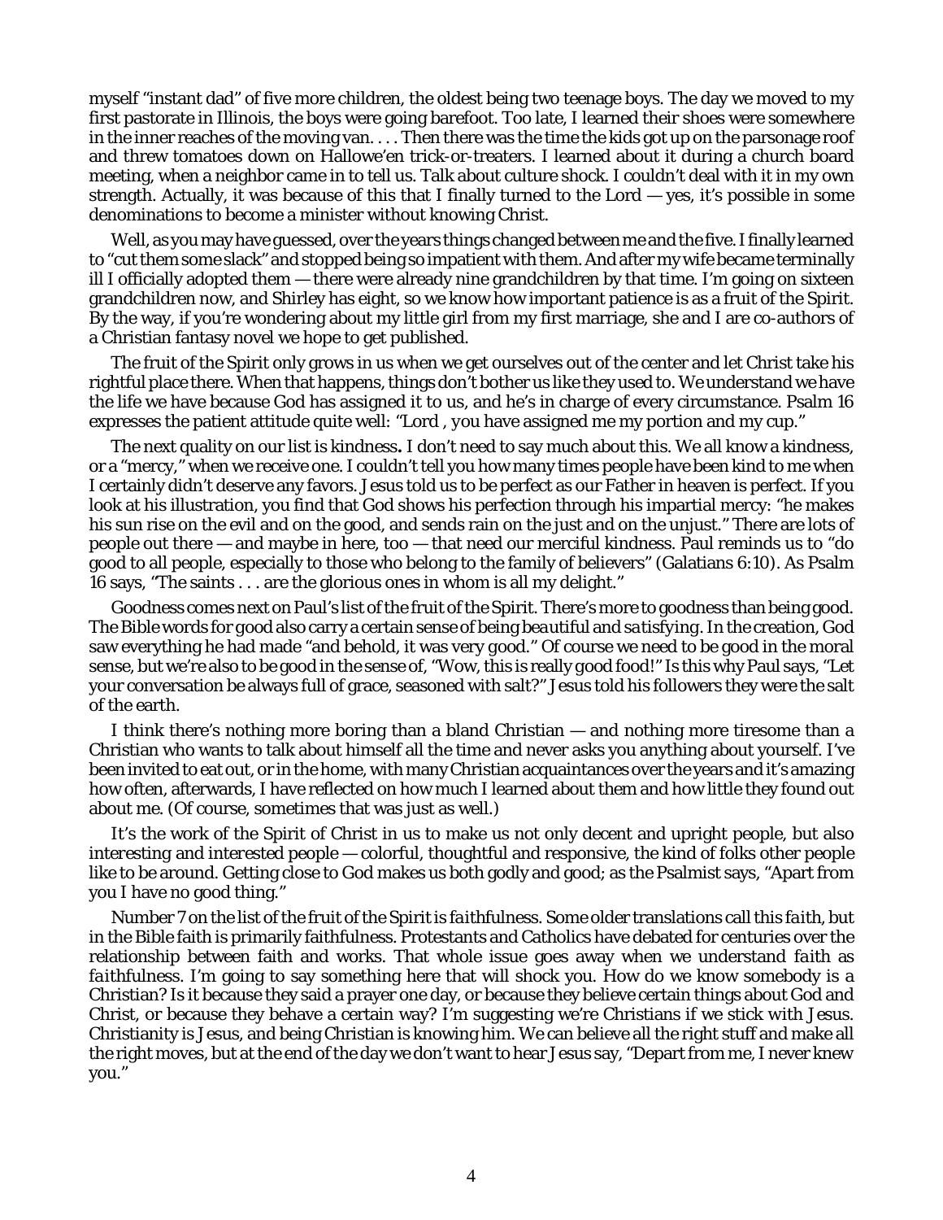myself "instant dad" of five more children, the oldest being two teenage boys. The day we moved to my first pastorate in Illinois, the boys were going barefoot. Too late, I learned their shoes were somewhere in the inner reaches of the moving van. . . . Then there was the time the kids got up on the parsonage roof and threw tomatoes down on Hallowe'en trick-or-treaters. I learned about it during a church board meeting, when a neighbor came in to tell us. Talk about culture shock. I couldn't deal with it in my own strength. Actually, it was because of this that I finally turned to the Lord — yes, it's possible in some denominations to become a minister without knowing Christ.

Well, as you may have guessed, over the years things changed between me and the five. I finally learned to "cut them some slack" and stopped being so impatient with them. And after my wife became terminally ill I officially adopted them — there were already nine grandchildren by that time. I'm going on sixteen grandchildren now, and Shirley has eight, so we know how important patience is as a fruit of the Spirit. By the way, if you're wondering about my little girl from my first marriage, she and I are co-authors of a Christian fantasy novel we hope to get published.

The fruit of the Spirit only grows in us when we get ourselves out of the center and let Christ take his rightful place there. When that happens, things don't bother us like they used to. We understand we have the life we have because God has assigned it to us, and he's in charge of every circumstance. Psalm 16 expresses the patient attitude quite well: "Lord , you have assigned me my portion and my cup."

The next quality on our list is kindness**.** I don't need to say much about this. We all know a kindness, or a "mercy," when we receive one. I couldn't tell you how many times people have been kind to me when I certainly didn't deserve any favors. Jesus told us to be perfect as our Father in heaven is perfect. If you look at his illustration, you find that God shows his perfection through his impartial mercy: "he makes his sun rise on the evil and on the good, and sends rain on the just and on the unjust." There are lots of people out there — and maybe in here, too — that need our merciful kindness. Paul reminds us to "do good to all people, especially to those who belong to the family of believers" (Galatians 6:10). As Psalm 16 says, "The saints . . . are the glorious ones in whom is all my delight."

Goodness comes next on Paul's list of the fruit of the Spirit. There's more to goodness than being good. The Bible words for good also carry a certain sense of being *beautiful* and *satisfying*. In the creation, God saw everything he had made "and behold, it was very good." Of course we need to be good in the moral sense, but we're also to be good in the sense of, "Wow, this is really good food!" Is this why Paul says, "Let your conversation be always full of grace, seasoned with salt?" Jesus told his followers they were the salt of the earth.

I think there's nothing more boring than a bland Christian — and nothing more tiresome than a Christian who wants to talk about himself all the time and never asks you anything about yourself. I've been invited to eat out, or in the home, with many Christian acquaintances over the years and it's amazing how often, afterwards, I have reflected on how much I learned about them and how little they found out about me. (Of course, sometimes that was just as well.)

It's the work of the Spirit of Christ in us to make us not only decent and upright people, but also interesting and interested people — colorful, thoughtful and responsive, the kind of folks other people like to be around. Getting close to God makes us both godly and good; as the Psalmist says, "Apart from you I have no good thing."

Number 7 on the list of the fruit of the Spirit is *faithfulness*. Some older translations call this *faith*, but in the Bible faith is primarily faithfulness. Protestants and Catholics have debated for centuries over the relationship between faith and works. That whole issue goes away when we understand *faith* as *faithfulness*. I'm going to say something here that will shock you. How do we know somebody is a Christian? Is it because they said a prayer one day, or because they believe certain things about God and Christ, or because they behave a certain way? I'm suggesting we're Christians if we stick with Jesus. Christianity is Jesus, and being Christian is knowing him. We can believe all the right stuff and make all the right moves, but at the end of the day we don't want to hear Jesus say, "Depart from me, I never knew you."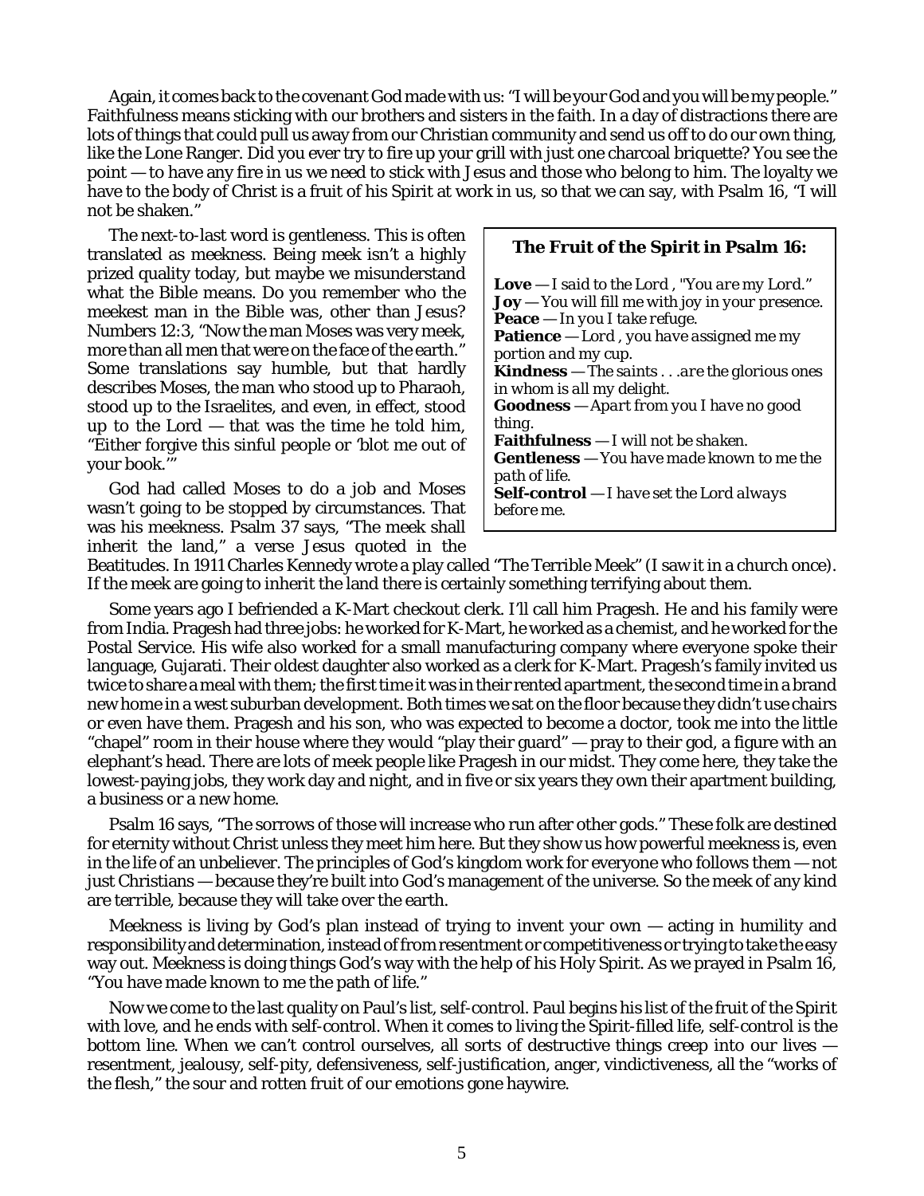Again, it comes back to the covenant God made with us: "I will be your God and you will be my people." Faithfulness means sticking with our brothers and sisters in the faith. In a day of distractions there are lots of things that could pull us away from our Christian community and send us off to do our own thing, like the Lone Ranger. Did you ever try to fire up your grill with just one charcoal briquette? You see the point — to have any fire in us we need to stick with Jesus and those who belong to him. The loyalty we have to the body of Christ is a fruit of his Spirit at work in us, so that we can say, with Psalm 16, "I will not be shaken."

The next-to-last word is gentleness. This is often translated as meekness. Being meek isn't a highly prized quality today, but maybe we misunderstand what the Bible means. Do you remember who the meekest man in the Bible was, other than Jesus? Numbers 12:3, "Now the man Moses was very meek, more than all men that were on the face of the earth." Some translations say humble, but that hardly describes Moses, the man who stood up to Pharaoh, stood up to the Israelites, and even, in effect, stood up to the Lord — that was the time he told him, "Either forgive this sinful people or 'blot me out of your book.'"

God had called Moses to do a job and Moses wasn't going to be stopped by circumstances. That was his meekness. Psalm 37 says, "The meek shall inherit the land," a verse Jesus quoted in the Beatitudes. In 1911 Charles Kennedy wrote a play called "The Terrible Meek" (I saw it in a church once). If the meek are going to inherit the land there is certainly something terrifying about them.

> **The Fruit of the Spirit in Psalm 16:**
>
> **Love** — *I said to the Lord , "You are my Lord."*
> **Joy** — *You will fill me with joy in your presence.*
> **Peace** — *In you I take refuge.*
> **Patience** — *Lord , you have assigned me my portion and my cup.*
> **Kindness** — *The saints . . .are the glorious ones in whom is all my delight.*
> **Goodness** — *Apart from you I have no good thing.*
> **Faithfulness** — *I will not be shaken.*
> **Gentleness** — *You have made known to me the path of life.*
> **Self-control** — *I have set the Lord always before me.*

Some years ago I befriended a K-Mart checkout clerk. I'll call him Pragesh. He and his family were from India. Pragesh had three jobs: he worked for K-Mart, he worked as a chemist, and he worked for the Postal Service. His wife also worked for a small manufacturing company where everyone spoke their language, Gujarati. Their oldest daughter also worked as a clerk for K-Mart. Pragesh's family invited us twice to share a meal with them; the first time it was in their rented apartment, the second time in a brand new home in a west suburban development. Both times we sat on the floor because they didn't use chairs or even have them. Pragesh and his son, who was expected to become a doctor, took me into the little "chapel" room in their house where they would "play their guard" — pray to their god, a figure with an elephant's head. There are lots of meek people like Pragesh in our midst. They come here, they take the lowest-paying jobs, they work day and night, and in five or six years they own their apartment building, a business or a new home.

Psalm 16 says, "The sorrows of those will increase who run after other gods." These folk are destined for eternity without Christ unless they meet him here. But they show us how powerful meekness is, even in the life of an unbeliever. The principles of God's kingdom work for everyone who follows them — not just Christians — because they're built into God's management of the universe. So the meek of any kind are terrible, because they will take over the earth.

Meekness is living by God's plan instead of trying to invent your own — acting in humility and responsibility and determination, instead of from resentment or competitiveness or trying to take the easy way out. Meekness is doing things God's way with the help of his Holy Spirit. As we prayed in Psalm 16, "You have made known to me the path of life."

Now we come to the last quality on Paul's list, self-control. Paul begins his list of the fruit of the Spirit with love, and he ends with self-control. When it comes to living the Spirit-filled life, self-control is the bottom line. When we can't control ourselves, all sorts of destructive things creep into our lives — resentment, jealousy, self-pity, defensiveness, self-justification, anger, vindictiveness, all the "works of the flesh," the sour and rotten fruit of our emotions gone haywire.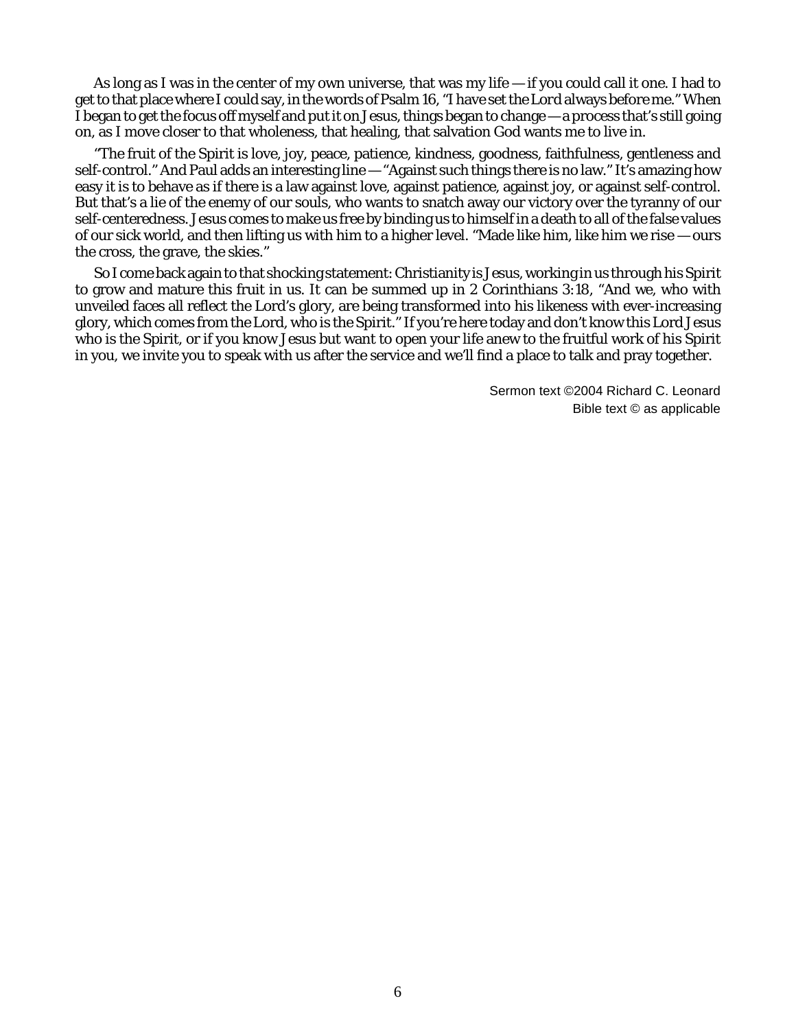As long as I was in the center of my own universe, that was my life — if you could call it one. I had to get to that place where I could say, in the words of Psalm 16, "I have set the Lord always before me." When I began to get the focus off myself and put it on Jesus, things began to change — a process that's still going on, as I move closer to that wholeness, that healing, that salvation God wants me to live in.

"The fruit of the Spirit is love, joy, peace, patience, kindness, goodness, faithfulness, gentleness and self-control." And Paul adds an interesting line — "Against such things there is no law." It's amazing how easy it is to behave as if there is a law against love, against patience, against joy, or against self-control. But that's a lie of the enemy of our souls, who wants to snatch away our victory over the tyranny of our self-centeredness. Jesus comes to make us free by binding us to himself in a death to all of the false values of our sick world, and then lifting us with him to a higher level. "Made like him, like him we rise — ours the cross, the grave, the skies."

So I come back again to that shocking statement: Christianity is Jesus, working in us through his Spirit to grow and mature this fruit in us. It can be summed up in 2 Corinthians 3:18, "And we, who with unveiled faces all reflect the Lord's glory, are being transformed into his likeness with ever-increasing glory, which comes from the Lord, who is the Spirit." If you're here today and don't know this Lord Jesus who is the Spirit, or if you know Jesus but want to open your life anew to the fruitful work of his Spirit in you, we invite you to speak with us after the service and we'll find a place to talk and pray together.

Sermon text ©2004 Richard C. Leonard
Bible text © as applicable